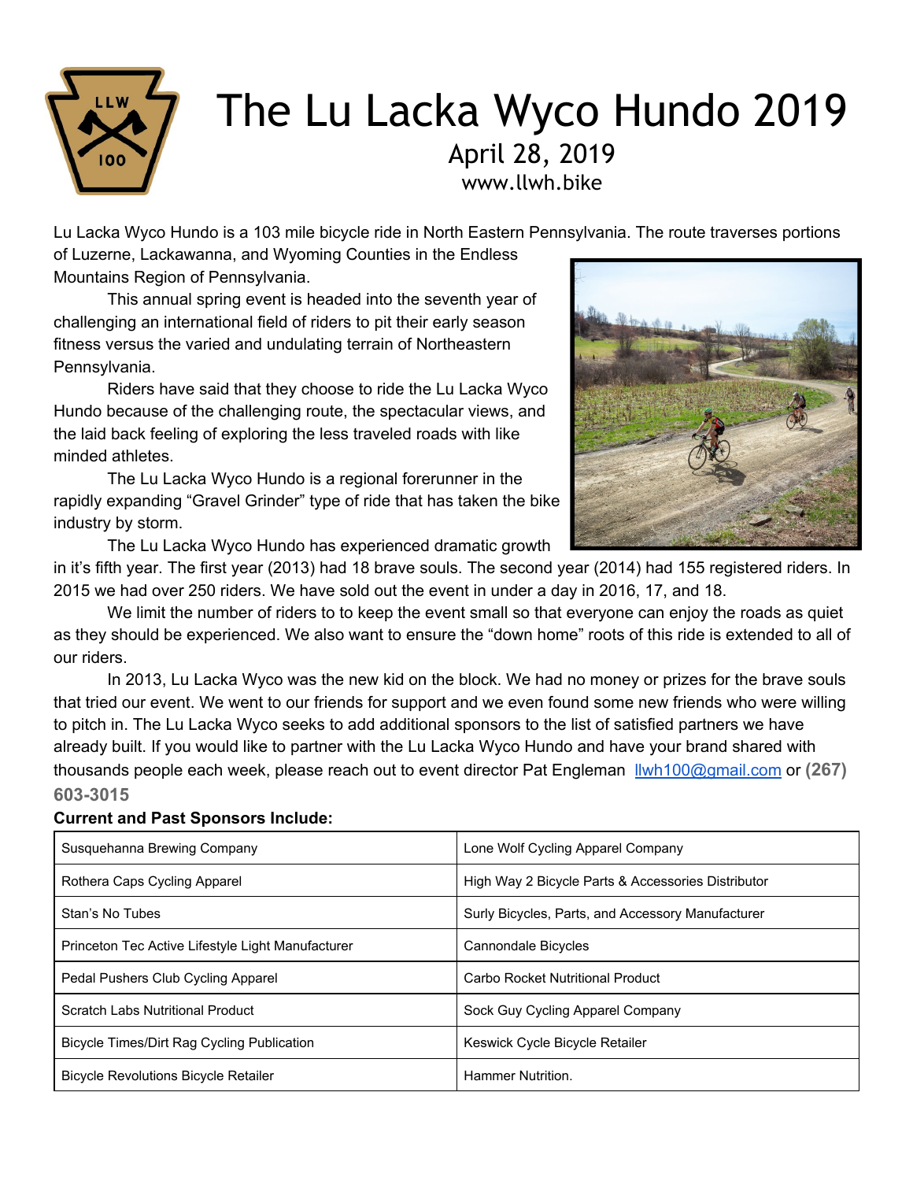# The Lu Lacka Wyco Hundo 2019

April 28, 2019

www.llwh.bike

Lu Lacka Wyco Hundo is a 103 mile bicycle ride in North Eastern Pennsylvania. The route traverses portions of Luzerne, Lackawanna, and Wyoming Counties in the Endless Mountains Region of Pennsylvania.

This annual spring event is headed into the seventh year of challenging an international field of riders to pit their early season fitness versus the varied and undulating terrain of Northeastern Pennsylvania.

Riders have said that they choose to ride the Lu Lacka Wyco Hundo because of the challenging route, the spectacular views, and the laid back feeling of exploring the less traveled roads with like minded athletes.

The Lu Lacka Wyco Hundo is a regional forerunner in the rapidly expanding "Gravel Grinder" type of ride that has taken the bike industry by storm.

The Lu Lacka Wyco Hundo has experienced dramatic growth in it's fifth year. The first year (2013) had 18 brave souls. The second year (2014) had 155 registered riders. In 2015 we had over 250 riders. We have sold out the event in under a day in 2016, 17, and 18.

We limit the number of riders to to keep the event small so that everyone can enjoy the roads as quiet as they should be experienced. We also want to ensure the "down home" roots of this ride is extended to all of our riders.

In 2013, Lu Lacka Wyco was the new kid on the block. We had no money or prizes for the brave souls that tried our event. We went to our friends for support and we even found some new friends who were willing to pitch in. The Lu Lacka Wyco seeks to add additional sponsors to the list of satisfied partners we have already built. If you would like to partner with the Lu Lacka Wyco Hundo and have your brand shared with thousands people each week, please reach out to event director Pat Engleman llwh100@gmail.com or **(267) 603-3015**

**Current and Past Sponsors Include:**

| | |
|---|---|
| Susquehanna Brewing Company | Lone Wolf Cycling Apparel Company |
| Rothera Caps Cycling Apparel | High Way 2 Bicycle Parts & Accessories Distributor |
| Stan's No Tubes | Surly Bicycles, Parts, and Accessory Manufacturer |
| Princeton Tec Active Lifestyle Light Manufacturer | Cannondale Bicycles |
| Pedal Pushers Club Cycling Apparel | Carbo Rocket Nutritional Product |
| Scratch Labs Nutritional Product | Sock Guy Cycling Apparel Company |
| Bicycle Times/Dirt Rag Cycling Publication | Keswick Cycle Bicycle Retailer |
| Bicycle Revolutions Bicycle Retailer | Hammer Nutrition. |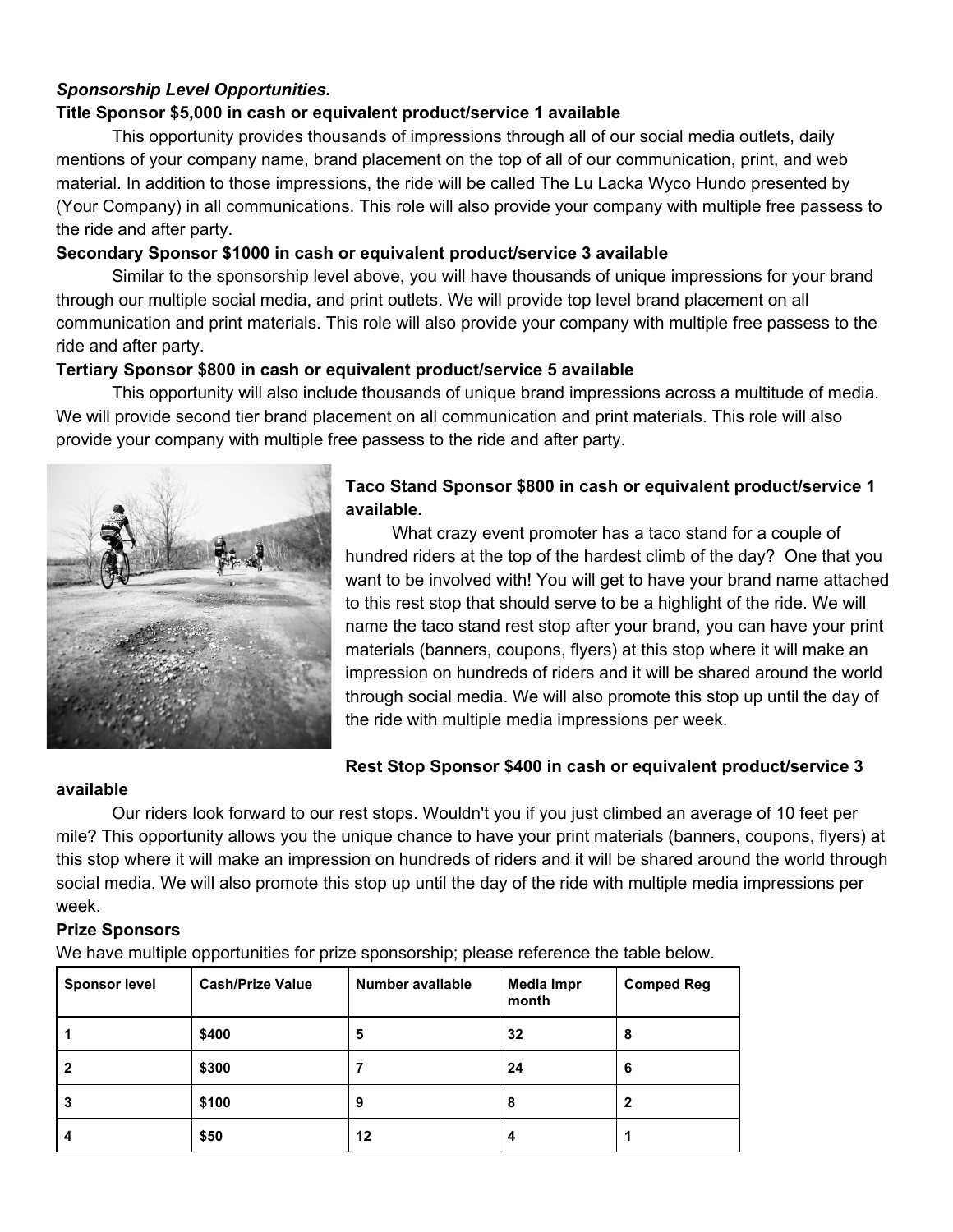***Sponsorship Level Opportunities.***

**Title Sponsor $5,000 in cash or equivalent product/service 1 available**

This opportunity provides thousands of impressions through all of our social media outlets, daily mentions of your company name, brand placement on the top of all of our communication, print, and web material. In addition to those impressions, the ride will be called The Lu Lacka Wyco Hundo presented by (Your Company) in all communications. This role will also provide your company with multiple free passess to the ride and after party.

**Secondary Sponsor $1000 in cash or equivalent product/service 3 available**

Similar to the sponsorship level above, you will have thousands of unique impressions for your brand through our multiple social media, and print outlets. We will provide top level brand placement on all communication and print materials. This role will also provide your company with multiple free passess to the ride and after party.

**Tertiary Sponsor $800 in cash or equivalent product/service 5 available**

This opportunity will also include thousands of unique brand impressions across a multitude of media. We will provide second tier brand placement on all communication and print materials. This role will also provide your company with multiple free passess to the ride and after party.

**Taco Stand Sponsor $800 in cash or equivalent product/service 1 available.**

What crazy event promoter has a taco stand for a couple of hundred riders at the top of the hardest climb of the day? One that you want to be involved with! You will get to have your brand name attached to this rest stop that should serve to be a highlight of the ride. We will name the taco stand rest stop after your brand, you can have your print materials (banners, coupons, flyers) at this stop where it will make an impression on hundreds of riders and it will be shared around the world through social media. We will also promote this stop up until the day of the ride with multiple media impressions per week.

**Rest Stop Sponsor $400 in cash or equivalent product/service 3 available**

Our riders look forward to our rest stops. Wouldn't you if you just climbed an average of 10 feet per mile? This opportunity allows you the unique chance to have your print materials (banners, coupons, flyers) at this stop where it will make an impression on hundreds of riders and it will be shared around the world through social media. We will also promote this stop up until the day of the ride with multiple media impressions per week.

**Prize Sponsors**

We have multiple opportunities for prize sponsorship; please reference the table below.

| Sponsor level | Cash/Prize Value | Number available | Media Impr month | Comped Reg |
|---|---|---|---|---|
| 1 | $400 | 5 | 32 | 8 |
| 2 | $300 | 7 | 24 | 6 |
| 3 | $100 | 9 | 8 | 2 |
| 4 | $50 | 12 | 4 | 1 |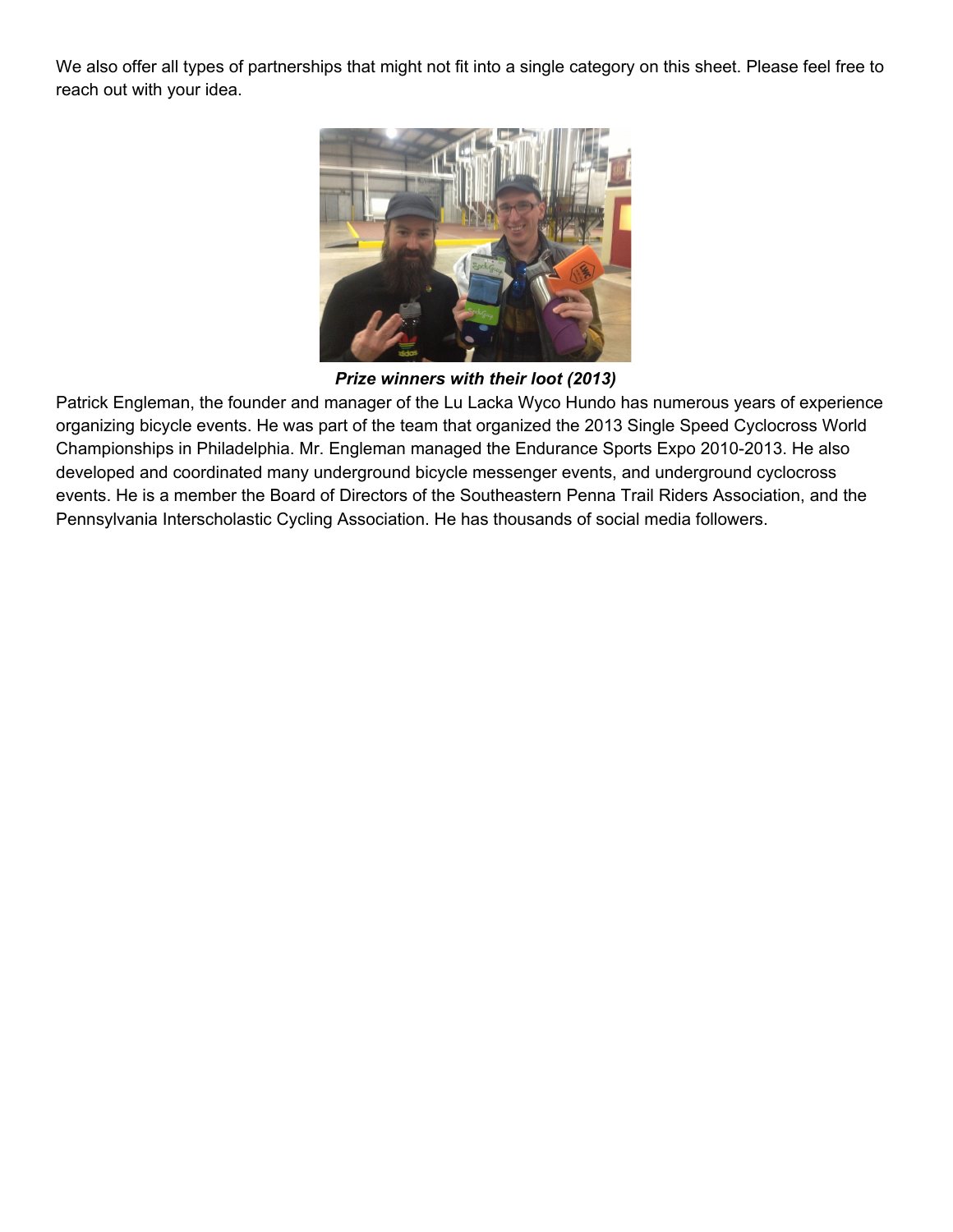We also offer all types of partnerships that might not fit into a single category on this sheet. Please feel free to reach out with your idea.

***Prize winners with their loot (2013)***

Patrick Engleman, the founder and manager of the Lu Lacka Wyco Hundo has numerous years of experience organizing bicycle events. He was part of the team that organized the 2013 Single Speed Cyclocross World Championships in Philadelphia. Mr. Engleman managed the Endurance Sports Expo 2010-2013. He also developed and coordinated many underground bicycle messenger events, and underground cyclocross events. He is a member the Board of Directors of the Southeastern Penna Trail Riders Association, and the Pennsylvania Interscholastic Cycling Association. He has thousands of social media followers.